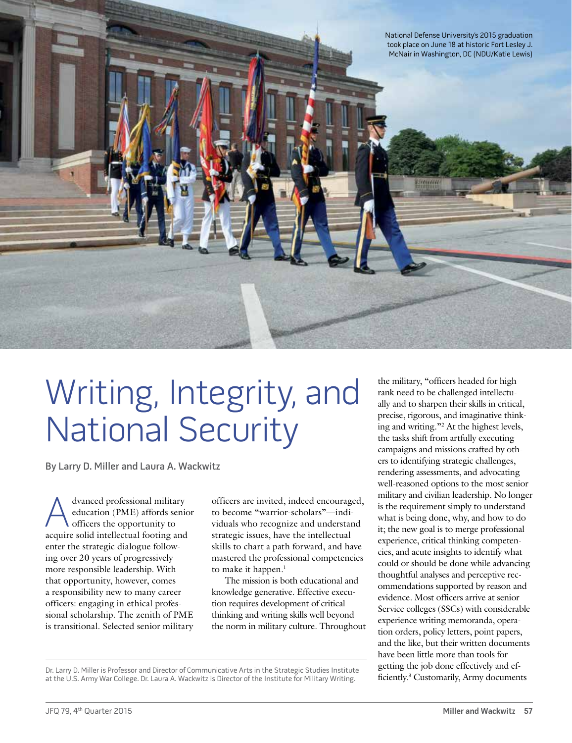National Defense University's 2015 graduation took place on June 18 at historic Fort Lesley J. McNair in Washington, DC (NDU/Katie Lewis)

# Writing, Integrity, and National Security

By Larry D. Miller and Laura A. Wackwitz

Advanced professional military education (PME) affords senior officers the opportunity to acquire solid intellectual footing and enter the strategic dialogue following over 20 years of progressively more responsible leadership. With that opportunity, however, comes a responsibility new to many career officers: engaging in ethical professional scholarship. The zenith of PME is transitional. Selected senior military officers are invited, indeed encouraged, to become "warrior-scholars"—individuals who recognize and understand strategic issues, have the intellectual skills to chart a path forward, and have mastered the professional competencies to make it happen.[1]

The mission is both educational and knowledge generative. Effective execution requires development of critical thinking and writing skills well beyond the norm in military culture. Throughout the military, "officers headed for high rank need to be challenged intellectually and to sharpen their skills in critical, precise, rigorous, and imaginative thinking and writing."[2] At the highest levels, the tasks shift from artfully executing campaigns and missions crafted by others to identifying strategic challenges, rendering assessments, and advocating well-reasoned options to the most senior military and civilian leadership. No longer is the requirement simply to understand what is being done, why, and how to do it; the new goal is to merge professional experience, critical thinking competencies, and acute insights to identify what could or should be done while advancing thoughtful analyses and perceptive recommendations supported by reason and evidence. Most officers arrive at senior Service colleges (SSCs) with considerable experience writing memoranda, operation orders, policy letters, point papers, and the like, but their written documents have been little more than tools for getting the job done effectively and efficiently.[3] Customarily, Army documents

Dr. Larry D. Miller is Professor and Director of Communicative Arts in the Strategic Studies Institute at the U.S. Army War College. Dr. Laura A. Wackwitz is Director of the Institute for Military Writing.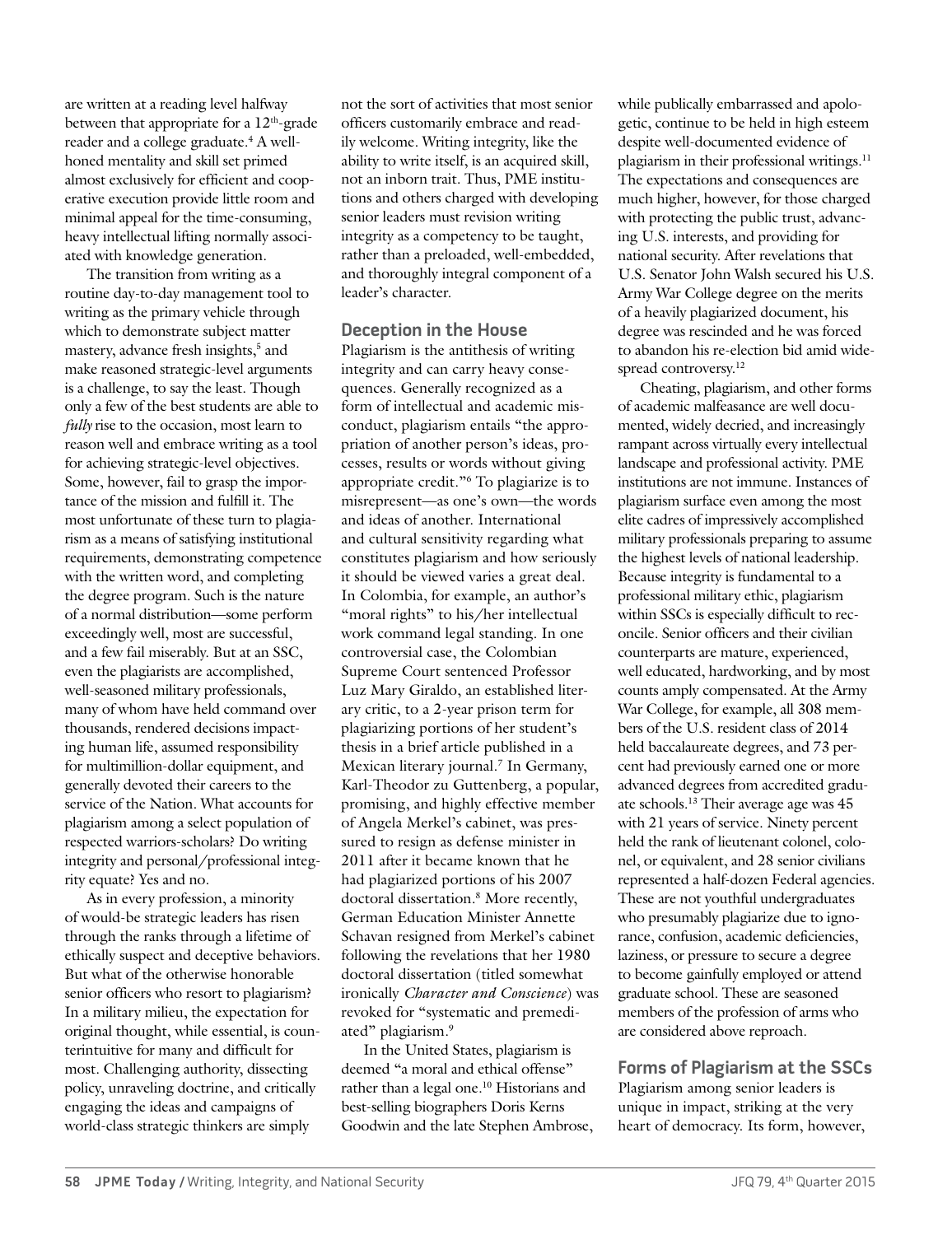are written at a reading level halfway between that appropriate for a 12th-grade reader and a college graduate.[4] A well-honed mentality and skill set primed almost exclusively for efficient and cooperative execution provide little room and minimal appeal for the time-consuming, heavy intellectual lifting normally associated with knowledge generation.

The transition from writing as a routine day-to-day management tool to writing as the primary vehicle through which to demonstrate subject matter mastery, advance fresh insights,[5] and make reasoned strategic-level arguments is a challenge, to say the least. Though only a few of the best students are able to *fully* rise to the occasion, most learn to reason well and embrace writing as a tool for achieving strategic-level objectives. Some, however, fail to grasp the importance of the mission and fulfill it. The most unfortunate of these turn to plagiarism as a means of satisfying institutional requirements, demonstrating competence with the written word, and completing the degree program. Such is the nature of a normal distribution—some perform exceedingly well, most are successful, and a few fail miserably. But at an SSC, even the plagiarists are accomplished, well-seasoned military professionals, many of whom have held command over thousands, rendered decisions impacting human life, assumed responsibility for multimillion-dollar equipment, and generally devoted their careers to the service of the Nation. What accounts for plagiarism among a select population of respected warriors-scholars? Do writing integrity and personal/professional integrity equate? Yes and no.

As in every profession, a minority of would-be strategic leaders has risen through the ranks through a lifetime of ethically suspect and deceptive behaviors. But what of the otherwise honorable senior officers who resort to plagiarism? In a military milieu, the expectation for original thought, while essential, is counterintuitive for many and difficult for most. Challenging authority, dissecting policy, unraveling doctrine, and critically engaging the ideas and campaigns of world-class strategic thinkers are simply not the sort of activities that most senior officers customarily embrace and readily welcome. Writing integrity, like the ability to write itself, is an acquired skill, not an inborn trait. Thus, PME institutions and others charged with developing senior leaders must revision writing integrity as a competency to be taught, rather than a preloaded, well-embedded, and thoroughly integral component of a leader's character.

## Deception in the House

Plagiarism is the antithesis of writing integrity and can carry heavy consequences. Generally recognized as a form of intellectual and academic misconduct, plagiarism entails "the appropriation of another person's ideas, processes, results or words without giving appropriate credit."[6] To plagiarize is to misrepresent—as one's own—the words and ideas of another. International and cultural sensitivity regarding what constitutes plagiarism and how seriously it should be viewed varies a great deal. In Colombia, for example, an author's "moral rights" to his/her intellectual work command legal standing. In one controversial case, the Colombian Supreme Court sentenced Professor Luz Mary Giraldo, an established literary critic, to a 2-year prison term for plagiarizing portions of her student's thesis in a brief article published in a Mexican literary journal.[7] In Germany, Karl-Theodor zu Guttenberg, a popular, promising, and highly effective member of Angela Merkel's cabinet, was pressured to resign as defense minister in 2011 after it became known that he had plagiarized portions of his 2007 doctoral dissertation.[8] More recently, German Education Minister Annette Schavan resigned from Merkel's cabinet following the revelations that her 1980 doctoral dissertation (titled somewhat ironically *Character and Conscience*) was revoked for "systematic and premeditated" plagiarism.[9]

In the United States, plagiarism is deemed "a moral and ethical offense" rather than a legal one.[10] Historians and best-selling biographers Doris Kerns Goodwin and the late Stephen Ambrose, while publically embarrassed and apologetic, continue to be held in high esteem despite well-documented evidence of plagiarism in their professional writings.[11] The expectations and consequences are much higher, however, for those charged with protecting the public trust, advancing U.S. interests, and providing for national security. After revelations that U.S. Senator John Walsh secured his U.S. Army War College degree on the merits of a heavily plagiarized document, his degree was rescinded and he was forced to abandon his re-election bid amid widespread controversy.[12]

Cheating, plagiarism, and other forms of academic malfeasance are well documented, widely decried, and increasingly rampant across virtually every intellectual landscape and professional activity. PME institutions are not immune. Instances of plagiarism surface even among the most elite cadres of impressively accomplished military professionals preparing to assume the highest levels of national leadership. Because integrity is fundamental to a professional military ethic, plagiarism within SSCs is especially difficult to reconcile. Senior officers and their civilian counterparts are mature, experienced, well educated, hardworking, and by most counts amply compensated. At the Army War College, for example, all 308 members of the U.S. resident class of 2014 held baccalaureate degrees, and 73 percent had previously earned one or more advanced degrees from accredited graduate schools.[13] Their average age was 45 with 21 years of service. Ninety percent held the rank of lieutenant colonel, colonel, or equivalent, and 28 senior civilians represented a half-dozen Federal agencies. These are not youthful undergraduates who presumably plagiarize due to ignorance, confusion, academic deficiencies, laziness, or pressure to secure a degree to become gainfully employed or attend graduate school. These are seasoned members of the profession of arms who are considered above reproach.

## Forms of Plagiarism at the SSCs

Plagiarism among senior leaders is unique in impact, striking at the very heart of democracy. Its form, however,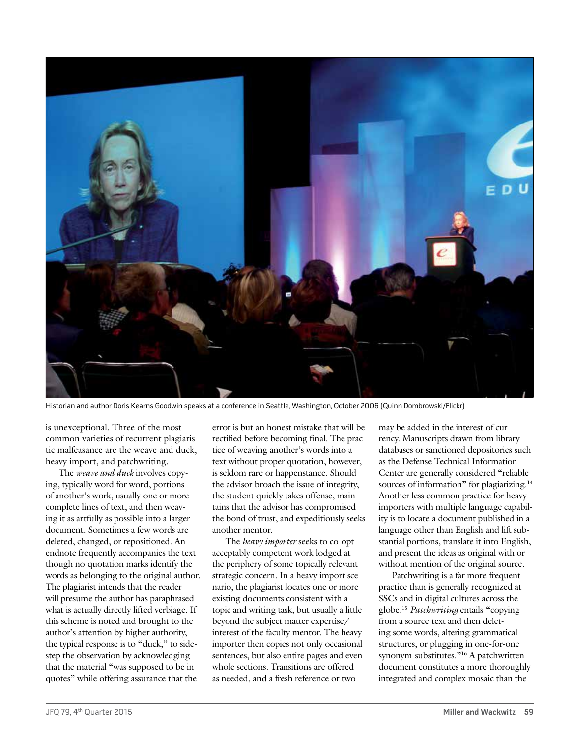Historian and author Doris Kearns Goodwin speaks at a conference in Seattle, Washington, October 2006 (Quinn Dombrowski/Flickr)

is unexceptional. Three of the most common varieties of recurrent plagiaristic malfeasance are the weave and duck, heavy import, and patchwriting.

The *weave and duck* involves copying, typically word for word, portions of another's work, usually one or more complete lines of text, and then weaving it as artfully as possible into a larger document. Sometimes a few words are deleted, changed, or repositioned. An endnote frequently accompanies the text though no quotation marks identify the words as belonging to the original author. The plagiarist intends that the reader will presume the author has paraphrased what is actually directly lifted verbiage. If this scheme is noted and brought to the author's attention by higher authority, the typical response is to "duck," to sidestep the observation by acknowledging that the material "was supposed to be in quotes" while offering assurance that the error is but an honest mistake that will be rectified before becoming final. The practice of weaving another's words into a text without proper quotation, however, is seldom rare or happenstance. Should the advisor broach the issue of integrity, the student quickly takes offense, maintains that the advisor has compromised the bond of trust, and expeditiously seeks another mentor.

The *heavy importer* seeks to co-opt acceptably competent work lodged at the periphery of some topically relevant strategic concern. In a heavy import scenario, the plagiarist locates one or more existing documents consistent with a topic and writing task, but usually a little beyond the subject matter expertise/interest of the faculty mentor. The heavy importer then copies not only occasional sentences, but also entire pages and even whole sections. Transitions are offered as needed, and a fresh reference or two may be added in the interest of currency. Manuscripts drawn from library databases or sanctioned depositories such as the Defense Technical Information Center are generally considered "reliable sources of information" for plagiarizing.[14] Another less common practice for heavy importers with multiple language capability is to locate a document published in a language other than English and lift substantial portions, translate it into English, and present the ideas as original with or without mention of the original source.

Patchwriting is a far more frequent practice than is generally recognized at SSCs and in digital cultures across the globe.[15] *Patchwriting* entails "copying from a source text and then deleting some words, altering grammatical structures, or plugging in one-for-one synonym-substitutes."[16] A patchwritten document constitutes a more thoroughly integrated and complex mosaic than the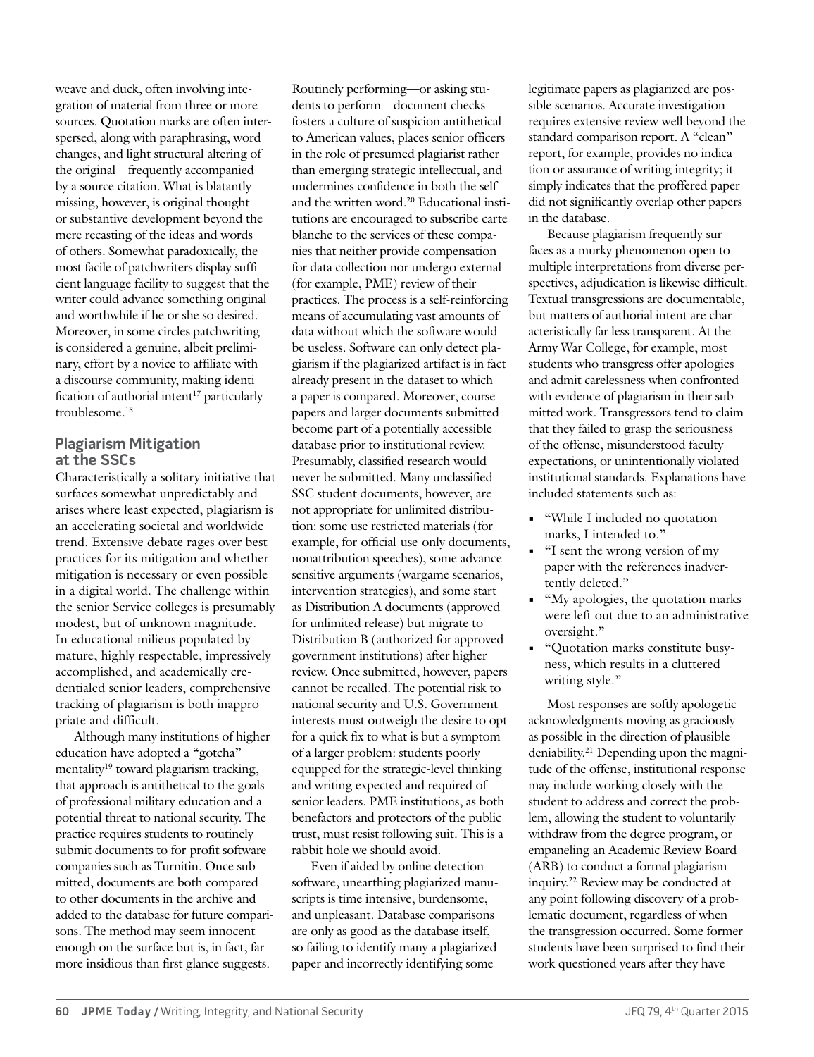weave and duck, often involving integration of material from three or more sources. Quotation marks are often interspersed, along with paraphrasing, word changes, and light structural altering of the original—frequently accompanied by a source citation. What is blatantly missing, however, is original thought or substantive development beyond the mere recasting of the ideas and words of others. Somewhat paradoxically, the most facile of patchwriters display sufficient language facility to suggest that the writer could advance something original and worthwhile if he or she so desired. Moreover, in some circles patchwriting is considered a genuine, albeit preliminary, effort by a novice to affiliate with a discourse community, making identification of authorial intent[17] particularly troublesome.[18]

## Plagiarism Mitigation at the SSCs

Characteristically a solitary initiative that surfaces somewhat unpredictably and arises where least expected, plagiarism is an accelerating societal and worldwide trend. Extensive debate rages over best practices for its mitigation and whether mitigation is necessary or even possible in a digital world. The challenge within the senior Service colleges is presumably modest, but of unknown magnitude. In educational milieus populated by mature, highly respectable, impressively accomplished, and academically credentialed senior leaders, comprehensive tracking of plagiarism is both inappropriate and difficult.

Although many institutions of higher education have adopted a "gotcha" mentality[19] toward plagiarism tracking, that approach is antithetical to the goals of professional military education and a potential threat to national security. The practice requires students to routinely submit documents to for-profit software companies such as Turnitin. Once submitted, documents are both compared to other documents in the archive and added to the database for future comparisons. The method may seem innocent enough on the surface but is, in fact, far more insidious than first glance suggests. Routinely performing—or asking students to perform—document checks fosters a culture of suspicion antithetical to American values, places senior officers in the role of presumed plagiarist rather than emerging strategic intellectual, and undermines confidence in both the self and the written word.[20] Educational institutions are encouraged to subscribe carte blanche to the services of these companies that neither provide compensation for data collection nor undergo external (for example, PME) review of their practices. The process is a self-reinforcing means of accumulating vast amounts of data without which the software would be useless. Software can only detect plagiarism if the plagiarized artifact is in fact already present in the dataset to which a paper is compared. Moreover, course papers and larger documents submitted become part of a potentially accessible database prior to institutional review. Presumably, classified research would never be submitted. Many unclassified SSC student documents, however, are not appropriate for unlimited distribution: some use restricted materials (for example, for-official-use-only documents, nonattribution speeches), some advance sensitive arguments (wargame scenarios, intervention strategies), and some start as Distribution A documents (approved for unlimited release) but migrate to Distribution B (authorized for approved government institutions) after higher review. Once submitted, however, papers cannot be recalled. The potential risk to national security and U.S. Government interests must outweigh the desire to opt for a quick fix to what is but a symptom of a larger problem: students poorly equipped for the strategic-level thinking and writing expected and required of senior leaders. PME institutions, as both benefactors and protectors of the public trust, must resist following suit. This is a rabbit hole we should avoid.

Even if aided by online detection software, unearthing plagiarized manuscripts is time intensive, burdensome, and unpleasant. Database comparisons are only as good as the database itself, so failing to identify many a plagiarized paper and incorrectly identifying some legitimate papers as plagiarized are possible scenarios. Accurate investigation requires extensive review well beyond the standard comparison report. A "clean" report, for example, provides no indication or assurance of writing integrity; it simply indicates that the proffered paper did not significantly overlap other papers in the database.

Because plagiarism frequently surfaces as a murky phenomenon open to multiple interpretations from diverse perspectives, adjudication is likewise difficult. Textual transgressions are documentable, but matters of authorial intent are characteristically far less transparent. At the Army War College, for example, most students who transgress offer apologies and admit carelessness when confronted with evidence of plagiarism in their submitted work. Transgressors tend to claim that they failed to grasp the seriousness of the offense, misunderstood faculty expectations, or unintentionally violated institutional standards. Explanations have included statements such as:

- "While I included no quotation marks, I intended to."
- "I sent the wrong version of my paper with the references inadvertently deleted."
- "My apologies, the quotation marks were left out due to an administrative oversight."
- "Quotation marks constitute busyness, which results in a cluttered writing style."

Most responses are softly apologetic acknowledgments moving as graciously as possible in the direction of plausible deniability.[21] Depending upon the magnitude of the offense, institutional response may include working closely with the student to address and correct the problem, allowing the student to voluntarily withdraw from the degree program, or empaneling an Academic Review Board (ARB) to conduct a formal plagiarism inquiry.[22] Review may be conducted at any point following discovery of a problematic document, regardless of when the transgression occurred. Some former students have been surprised to find their work questioned years after they have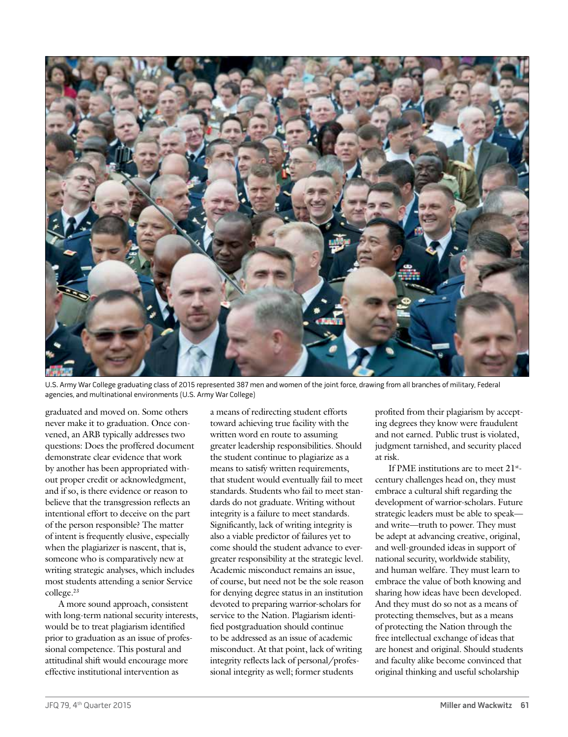U.S. Army War College graduating class of 2015 represented 387 men and women of the joint force, drawing from all branches of military, Federal agencies, and multinational environments (U.S. Army War College)

graduated and moved on. Some others never make it to graduation. Once convened, an ARB typically addresses two questions: Does the proffered document demonstrate clear evidence that work by another has been appropriated without proper credit or acknowledgment, and if so, is there evidence or reason to believe that the transgression reflects an intentional effort to deceive on the part of the person responsible? The matter of intent is frequently elusive, especially when the plagiarizer is nascent, that is, someone who is comparatively new at writing strategic analyses, which includes most students attending a senior Service college.[23]

A more sound approach, consistent with long-term national security interests, would be to treat plagiarism identified prior to graduation as an issue of professional competence. This postural and attitudinal shift would encourage more effective institutional intervention as a means of redirecting student efforts toward achieving true facility with the written word en route to assuming greater leadership responsibilities. Should the student continue to plagiarize as a means to satisfy written requirements, that student would eventually fail to meet standards. Students who fail to meet standards do not graduate. Writing without integrity is a failure to meet standards. Significantly, lack of writing integrity is also a viable predictor of failures yet to come should the student advance to ever-greater responsibility at the strategic level. Academic misconduct remains an issue, of course, but need not be the sole reason for denying degree status in an institution devoted to preparing warrior-scholars for service to the Nation. Plagiarism identified postgraduation should continue to be addressed as an issue of academic misconduct. At that point, lack of writing integrity reflects lack of personal/professional integrity as well; former students profited from their plagiarism by accepting degrees they know were fraudulent and not earned. Public trust is violated, judgment tarnished, and security placed at risk.

If PME institutions are to meet 21st-century challenges head on, they must embrace a cultural shift regarding the development of warrior-scholars. Future strategic leaders must be able to speak—and write—truth to power. They must be adept at advancing creative, original, and well-grounded ideas in support of national security, worldwide stability, and human welfare. They must learn to embrace the value of both knowing and sharing how ideas have been developed. And they must do so not as a means of protecting themselves, but as a means of protecting the Nation through the free intellectual exchange of ideas that are honest and original. Should students and faculty alike become convinced that original thinking and useful scholarship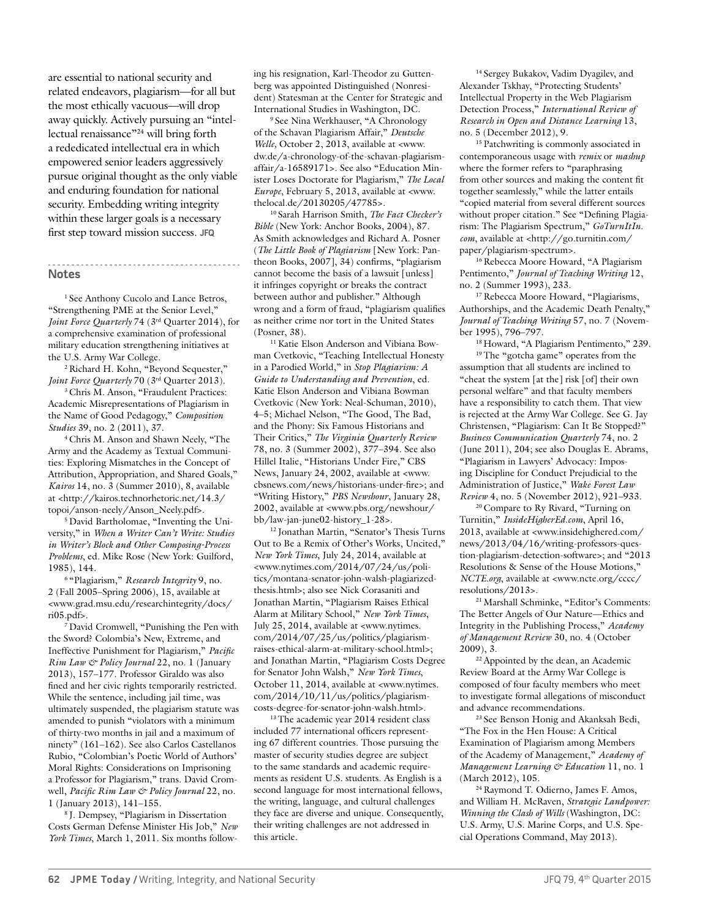are essential to national security and related endeavors, plagiarism—for all but the most ethically vacuous—will drop away quickly. Actively pursuing an "intellectual renaissance"[24] will bring forth a rededicated intellectual era in which empowered senior leaders aggressively pursue original thought as the only viable and enduring foundation for national security. Embedding writing integrity within these larger goals is a necessary first step toward mission success. **JFQ**

## Notes

[1] See Anthony Cucolo and Lance Betros, "Strengthening PME at the Senior Level," *Joint Force Quarterly* 74 (3rd Quarter 2014), for a comprehensive examination of professional military education strengthening initiatives at the U.S. Army War College.

[2] Richard H. Kohn, "Beyond Sequester," *Joint Force Quarterly* 70 (3rd Quarter 2013).

[3] Chris M. Anson, "Fraudulent Practices: Academic Misrepresentations of Plagiarism in the Name of Good Pedagogy," *Composition Studies* 39, no. 2 (2011), 37.

[4] Chris M. Anson and Shawn Neely, "The Army and the Academy as Textual Communities: Exploring Mismatches in the Concept of Attribution, Appropriation, and Shared Goals," *Kairos* 14, no. 3 (Summer 2010), 8, available at <http://kairos.technorhetoric.net/14.3/topoi/anson-neely/Anson_Neely.pdf>.

[5] David Bartholomae, "Inventing the University," in *When a Writer Can't Write: Studies in Writer's Block and Other Composing-Process Problems*, ed. Mike Rose (New York: Guilford, 1985), 144.

[6] "Plagiarism," *Research Integrity* 9, no. 2 (Fall 2005–Spring 2006), 15, available at <www.grad.msu.edu/researchintegrity/docs/ri05.pdf>.

[7] David Cromwell, "Punishing the Pen with the Sword? Colombia's New, Extreme, and Ineffective Punishment for Plagiarism," *Pacific Rim Law & Policy Journal* 22, no. 1 (January 2013), 157–177. Professor Giraldo was also fined and her civic rights temporarily restricted. While the sentence, including jail time, was ultimately suspended, the plagiarism statute was amended to punish "violators with a minimum of thirty-two months in jail and a maximum of ninety" (161–162). See also Carlos Castellanos Rubio, "Colombian's Poetic World of Authors' Moral Rights: Considerations on Imprisoning a Professor for Plagiarism," trans. David Cromwell, *Pacific Rim Law & Policy Journal* 22, no. 1 (January 2013), 141–155.

[8] J. Dempsey, "Plagiarism in Dissertation Costs German Defense Minister His Job," *New York Times*, March 1, 2011. Six months following his resignation, Karl-Theodor zu Guttenberg was appointed Distinguished (Nonresident) Statesman at the Center for Strategic and International Studies in Washington, DC.

[9] See Nina Werkhauser, "A Chronology of the Schavan Plagiarism Affair," *Deutsche Welle*, October 2, 2013, available at <www.dw.de/a-chronology-of-the-schavan-plagiarism-affair/a-16589171>. See also "Education Minister Loses Doctorate for Plagiarism," *The Local Europe*, February 5, 2013, available at <www.thelocal.de/20130205/47785>.

[10] Sarah Harrison Smith, *The Fact Checker's Bible* (New York: Anchor Books, 2004), 87. As Smith acknowledges and Richard A. Posner (*The Little Book of Plagiarism* [New York: Pantheon Books, 2007], 34) confirms, "plagiarism cannot become the basis of a lawsuit [unless] it infringes copyright or breaks the contract between author and publisher." Although wrong and a form of fraud, "plagiarism qualifies as neither crime nor tort in the United States (Posner, 38).

[11] Katie Elson Anderson and Vibiana Bowman Cvetkovic, "Teaching Intellectual Honesty in a Parodied World," in *Stop Plagiarism: A Guide to Understanding and Prevention*, ed. Katie Elson Anderson and Vibiana Bowman Cvetkovic (New York: Neal-Schuman, 2010), 4–5; Michael Nelson, "The Good, The Bad, and the Phony: Six Famous Historians and Their Critics," *The Virginia Quarterly Review* 78, no. 3 (Summer 2002), 377–394. See also Hillel Italie, "Historians Under Fire," CBS News, January 24, 2002, available at <www.cbsnews.com/news/historians-under-fire>; and "Writing History," *PBS Newshour*, January 28, 2002, available at <www.pbs.org/newshour/bb/law-jan-june02-history_1-28>.

[12] Jonathan Martin, "Senator's Thesis Turns Out to Be a Remix of Other's Works, Uncited," *New York Times*, July 24, 2014, available at <www.nytimes.com/2014/07/24/us/politics/montana-senator-john-walsh-plagiarized-thesis.html>; also see Nick Corasaniti and Jonathan Martin, "Plagiarism Raises Ethical Alarm at Military School," *New York Times*, July 25, 2014, available at <www.nytimes.com/2014/07/25/us/politics/plagiarism-raises-ethical-alarm-at-military-school.html>; and Jonathan Martin, "Plagiarism Costs Degree for Senator John Walsh," *New York Times*, October 11, 2014, available at <www.nytimes.com/2014/10/11/us/politics/plagiarism-costs-degree-for-senator-john-walsh.html>.

[13] The academic year 2014 resident class included 77 international officers representing 67 different countries. Those pursuing the master of security studies degree are subject to the same standards and academic requirements as resident U.S. students. As English is a second language for most international fellows, the writing, language, and cultural challenges they face are diverse and unique. Consequently, their writing challenges are not addressed in this article.

[14] Sergey Bukakov, Vadim Dyagilev, and Alexander Tskhay, "Protecting Students' Intellectual Property in the Web Plagiarism Detection Process," *International Review of Research in Open and Distance Learning* 13, no. 5 (December 2012), 9.

[15] Patchwriting is commonly associated in contemporaneous usage with *remix* or *mashup* where the former refers to "paraphrasing from other sources and making the content fit together seamlessly," while the latter entails "copied material from several different sources without proper citation." See "Defining Plagiarism: The Plagiarism Spectrum," *GoTurnItIn.com*, available at <http://go.turnitin.com/paper/plagiarism-spectrum>.

[16] Rebecca Moore Howard, "A Plagiarism Pentimento," *Journal of Teaching Writing* 12, no. 2 (Summer 1993), 233.

[17] Rebecca Moore Howard, "Plagiarisms, Authorships, and the Academic Death Penalty," *Journal of Teaching Writing* 57, no. 7 (November 1995), 796–797.

[18] Howard, "A Plagiarism Pentimento," 239.

[19] The "gotcha game" operates from the assumption that all students are inclined to "cheat the system [at the] risk [of] their own personal welfare" and that faculty members have a responsibility to catch them. That view is rejected at the Army War College. See G. Jay Christensen, "Plagiarism: Can It Be Stopped?" *Business Communication Quarterly* 74, no. 2 (June 2011), 204; see also Douglas E. Abrams, "Plagiarism in Lawyers' Advocacy: Imposing Discipline for Conduct Prejudicial to the Administration of Justice," *Wake Forest Law Review* 4, no. 5 (November 2012), 921–933.

[20] Compare to Ry Rivard, "Turning on Turnitin," *InsideHigherEd.com*, April 16, 2013, available at <www.insidehighered.com/news/2013/04/16/writing-professors-question-plagiarism-detection-software>; and "2013 Resolutions & Sense of the House Motions," *NCTE.org*, available at <www.ncte.org/cccc/resolutions/2013>.

[21] Marshall Schminke, "Editor's Comments: The Better Angels of Our Nature—Ethics and Integrity in the Publishing Process," *Academy of Management Review* 30, no. 4 (October 2009), 3.

[22] Appointed by the dean, an Academic Review Board at the Army War College is composed of four faculty members who meet to investigate formal allegations of misconduct and advance recommendations.

[23] See Benson Honig and Akanksah Bedi, "The Fox in the Hen House: A Critical Examination of Plagiarism among Members of the Academy of Management," *Academy of Management Learning & Education* 11, no. 1 (March 2012), 105.

[24] Raymond T. Odierno, James F. Amos, and William H. McRaven, *Strategic Landpower: Winning the Clash of Wills* (Washington, DC: U.S. Army, U.S. Marine Corps, and U.S. Special Operations Command, May 2013).